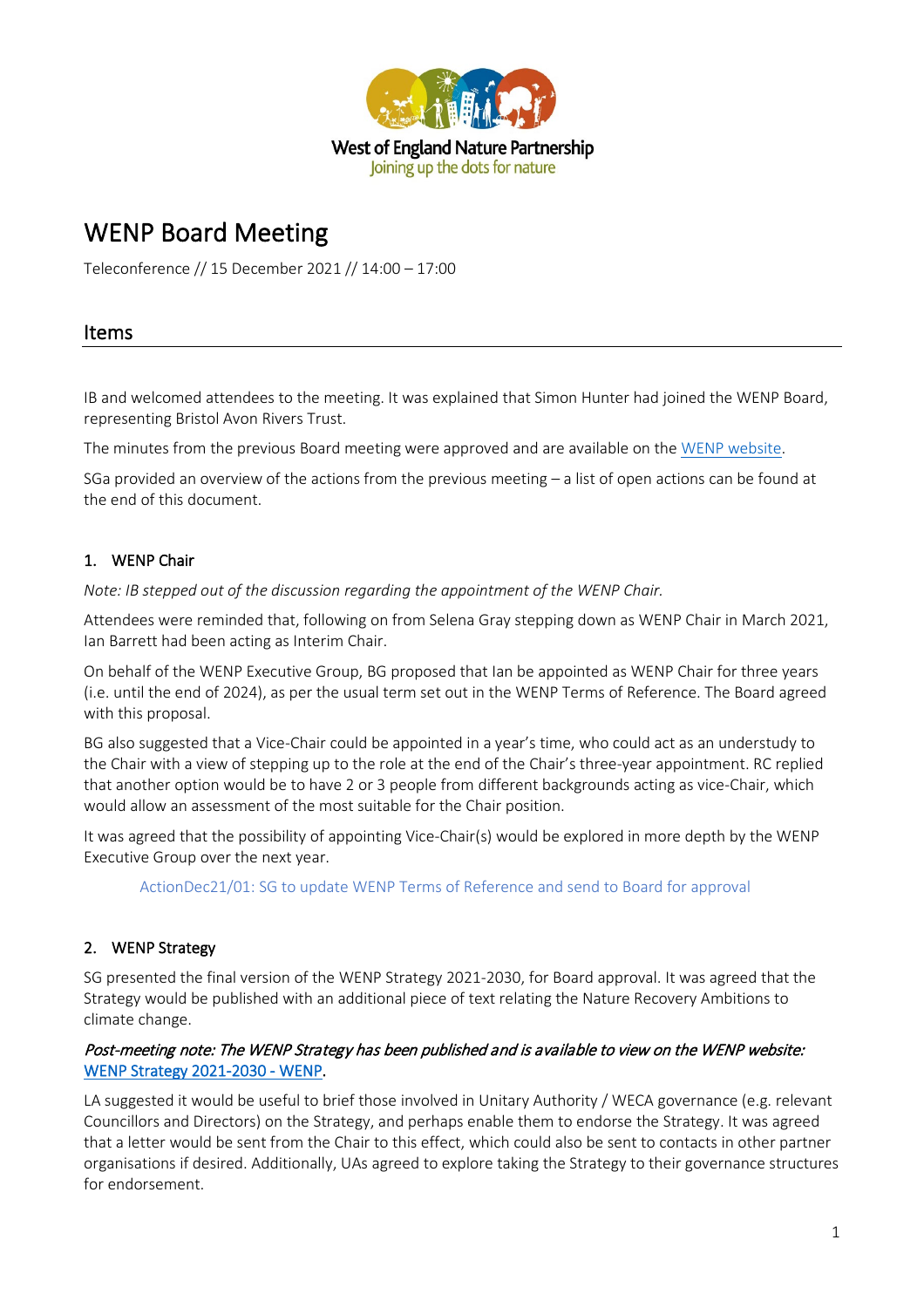West of England Nature Partnership
Joining up the dots for nature

# WENP Board Meeting

Teleconference // 15 December 2021 // 14:00 – 17:00

## Items

IB and welcomed attendees to the meeting. It was explained that Simon Hunter had joined the WENP Board, representing Bristol Avon Rivers Trust.

The minutes from the previous Board meeting were approved and are available on the [WENP website](#).

SGa provided an overview of the actions from the previous meeting – a list of open actions can be found at the end of this document.

### 1. WENP Chair

*Note: IB stepped out of the discussion regarding the appointment of the WENP Chair.*

Attendees were reminded that, following on from Selena Gray stepping down as WENP Chair in March 2021, Ian Barrett had been acting as Interim Chair.

On behalf of the WENP Executive Group, BG proposed that Ian be appointed as WENP Chair for three years (i.e. until the end of 2024), as per the usual term set out in the WENP Terms of Reference. The Board agreed with this proposal.

BG also suggested that a Vice-Chair could be appointed in a year's time, who could act as an understudy to the Chair with a view of stepping up to the role at the end of the Chair's three-year appointment. RC replied that another option would be to have 2 or 3 people from different backgrounds acting as vice-Chair, which would allow an assessment of the most suitable for the Chair position.

It was agreed that the possibility of appointing Vice-Chair(s) would be explored in more depth by the WENP Executive Group over the next year.

> ActionDec21/01: SG to update WENP Terms of Reference and send to Board for approval

### 2. WENP Strategy

SG presented the final version of the WENP Strategy 2021-2030, for Board approval. It was agreed that the Strategy would be published with an additional piece of text relating the Nature Recovery Ambitions to climate change.

***Post-meeting note: The WENP Strategy has been published and is available to view on the WENP website:*** [WENP Strategy 2021-2030 - WENP](#).

LA suggested it would be useful to brief those involved in Unitary Authority / WECA governance (e.g. relevant Councillors and Directors) on the Strategy, and perhaps enable them to endorse the Strategy. It was agreed that a letter would be sent from the Chair to this effect, which could also be sent to contacts in other partner organisations if desired. Additionally, UAs agreed to explore taking the Strategy to their governance structures for endorsement.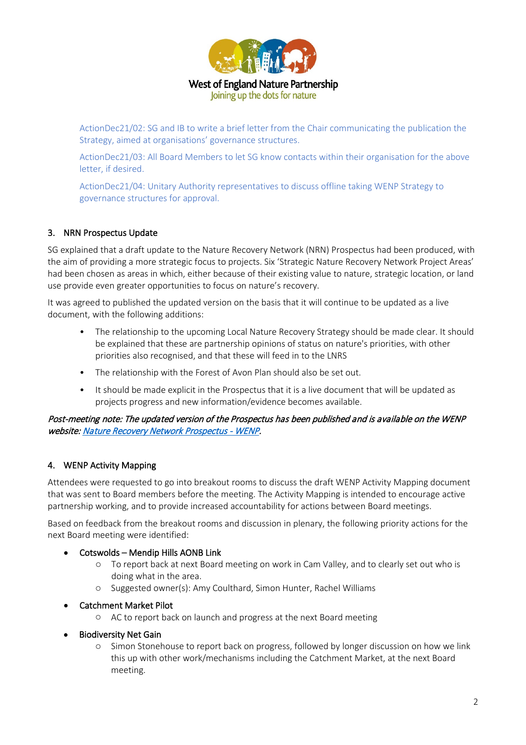ActionDec21/02: SG and IB to write a brief letter from the Chair communicating the publication the Strategy, aimed at organisations' governance structures.

ActionDec21/03: All Board Members to let SG know contacts within their organisation for the above letter, if desired.

ActionDec21/04: Unitary Authority representatives to discuss offline taking WENP Strategy to governance structures for approval.

## 3. NRN Prospectus Update

SG explained that a draft update to the Nature Recovery Network (NRN) Prospectus had been produced, with the aim of providing a more strategic focus to projects. Six 'Strategic Nature Recovery Network Project Areas' had been chosen as areas in which, either because of their existing value to nature, strategic location, or land use provide even greater opportunities to focus on nature's recovery.

It was agreed to published the updated version on the basis that it will continue to be updated as a live document, with the following additions:

- The relationship to the upcoming Local Nature Recovery Strategy should be made clear. It should be explained that these are partnership opinions of status on nature's priorities, with other priorities also recognised, and that these will feed in to the LNRS
- The relationship with the Forest of Avon Plan should also be set out.
- It should be made explicit in the Prospectus that it is a live document that will be updated as projects progress and new information/evidence becomes available.

*Post-meeting note: The updated version of the Prospectus has been published and is available on the WENP website: [Nature Recovery Network Prospectus - WENP](#).*

## 4. WENP Activity Mapping

Attendees were requested to go into breakout rooms to discuss the draft WENP Activity Mapping document that was sent to Board members before the meeting. The Activity Mapping is intended to encourage active partnership working, and to provide increased accountability for actions between Board meetings.

Based on feedback from the breakout rooms and discussion in plenary, the following priority actions for the next Board meeting were identified:

- Cotswolds – Mendip Hills AONB Link
  - To report back at next Board meeting on work in Cam Valley, and to clearly set out who is doing what in the area.
  - Suggested owner(s): Amy Coulthard, Simon Hunter, Rachel Williams
- Catchment Market Pilot
  - AC to report back on launch and progress at the next Board meeting
- Biodiversity Net Gain
  - Simon Stonehouse to report back on progress, followed by longer discussion on how we link this up with other work/mechanisms including the Catchment Market, at the next Board meeting.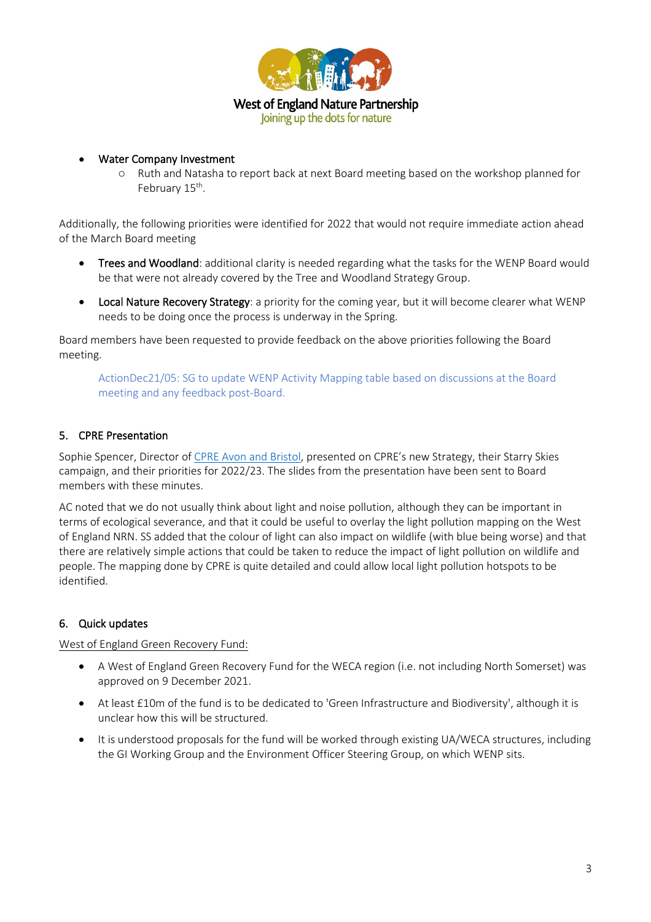- Water Company Investment
    - Ruth and Natasha to report back at next Board meeting based on the workshop planned for February 15th.

Additionally, the following priorities were identified for 2022 that would not require immediate action ahead of the March Board meeting

- **Trees and Woodland**: additional clarity is needed regarding what the tasks for the WENP Board would be that were not already covered by the Tree and Woodland Strategy Group.
- **Local Nature Recovery Strategy**: a priority for the coming year, but it will become clearer what WENP needs to be doing once the process is underway in the Spring.

Board members have been requested to provide feedback on the above priorities following the Board meeting.

> ActionDec21/05: SG to update WENP Activity Mapping table based on discussions at the Board meeting and any feedback post-Board.

## 5. CPRE Presentation

Sophie Spencer, Director of CPRE Avon and Bristol, presented on CPRE's new Strategy, their Starry Skies campaign, and their priorities for 2022/23. The slides from the presentation have been sent to Board members with these minutes.

AC noted that we do not usually think about light and noise pollution, although they can be important in terms of ecological severance, and that it could be useful to overlay the light pollution mapping on the West of England NRN. SS added that the colour of light can also impact on wildlife (with blue being worse) and that there are relatively simple actions that could be taken to reduce the impact of light pollution on wildlife and people. The mapping done by CPRE is quite detailed and could allow local light pollution hotspots to be identified.

## 6. Quick updates

West of England Green Recovery Fund:

- A West of England Green Recovery Fund for the WECA region (i.e. not including North Somerset) was approved on 9 December 2021.
- At least £10m of the fund is to be dedicated to 'Green Infrastructure and Biodiversity', although it is unclear how this will be structured.
- It is understood proposals for the fund will be worked through existing UA/WECA structures, including the GI Working Group and the Environment Officer Steering Group, on which WENP sits.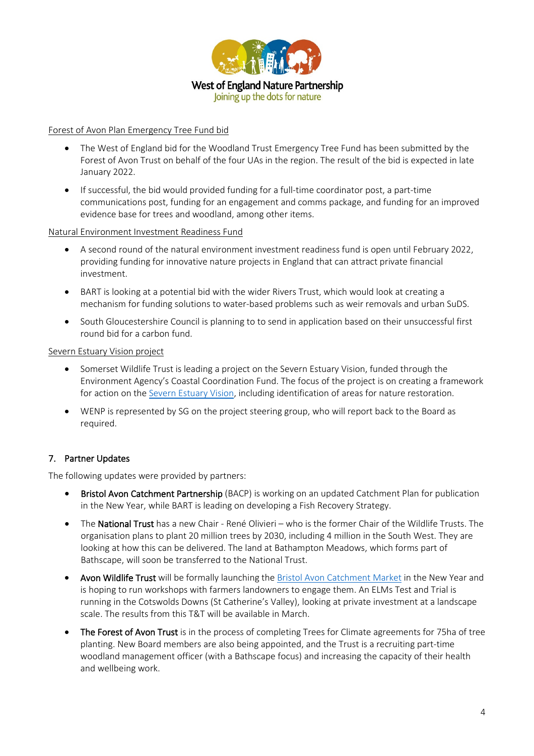Forest of Avon Plan Emergency Tree Fund bid

- The West of England bid for the Woodland Trust Emergency Tree Fund has been submitted by the Forest of Avon Trust on behalf of the four UAs in the region. The result of the bid is expected in late January 2022.
- If successful, the bid would provided funding for a full-time coordinator post, a part-time communications post, funding for an engagement and comms package, and funding for an improved evidence base for trees and woodland, among other items.

Natural Environment Investment Readiness Fund

- A second round of the natural environment investment readiness fund is open until February 2022, providing funding for innovative nature projects in England that can attract private financial investment.
- BART is looking at a potential bid with the wider Rivers Trust, which would look at creating a mechanism for funding solutions to water-based problems such as weir removals and urban SuDS.
- South Gloucestershire Council is planning to to send in application based on their unsuccessful first round bid for a carbon fund.

Severn Estuary Vision project

- Somerset Wildlife Trust is leading a project on the Severn Estuary Vision, funded through the Environment Agency's Coastal Coordination Fund. The focus of the project is on creating a framework for action on the Severn Estuary Vision, including identification of areas for nature restoration.
- WENP is represented by SG on the project steering group, who will report back to the Board as required.

## 7. Partner Updates

The following updates were provided by partners:

- **Bristol Avon Catchment Partnership** (BACP) is working on an updated Catchment Plan for publication in the New Year, while BART is leading on developing a Fish Recovery Strategy.
- The **National Trust** has a new Chair - René Olivieri – who is the former Chair of the Wildlife Trusts. The organisation plans to plant 20 million trees by 2030, including 4 million in the South West. They are looking at how this can be delivered. The land at Bathampton Meadows, which forms part of Bathscape, will soon be transferred to the National Trust.
- **Avon Wildlife Trust** will be formally launching the Bristol Avon Catchment Market in the New Year and is hoping to run workshops with farmers landowners to engage them. An ELMs Test and Trial is running in the Cotswolds Downs (St Catherine's Valley), looking at private investment at a landscape scale. The results from this T&T will be available in March.
- **The Forest of Avon Trust** is in the process of completing Trees for Climate agreements for 75ha of tree planting. New Board members are also being appointed, and the Trust is a recruiting part-time woodland management officer (with a Bathscape focus) and increasing the capacity of their health and wellbeing work.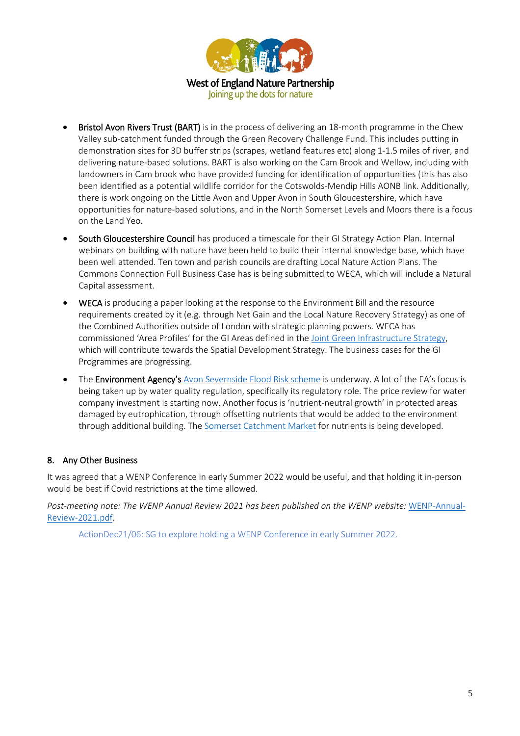- **Bristol Avon Rivers Trust (BART)** is in the process of delivering an 18-month programme in the Chew Valley sub-catchment funded through the Green Recovery Challenge Fund. This includes putting in demonstration sites for 3D buffer strips (scrapes, wetland features etc) along 1-1.5 miles of river, and delivering nature-based solutions. BART is also working on the Cam Brook and Wellow, including with landowners in Cam brook who have provided funding for identification of opportunities (this has also been identified as a potential wildlife corridor for the Cotswolds-Mendip Hills AONB link. Additionally, there is work ongoing on the Little Avon and Upper Avon in South Gloucestershire, which have opportunities for nature-based solutions, and in the North Somerset Levels and Moors there is a focus on the Land Yeo.
- **South Gloucestershire Council** has produced a timescale for their GI Strategy Action Plan. Internal webinars on building with nature have been held to build their internal knowledge base, which have been well attended. Ten town and parish councils are drafting Local Nature Action Plans. The Commons Connection Full Business Case has is being submitted to WECA, which will include a Natural Capital assessment.
- **WECA** is producing a paper looking at the response to the Environment Bill and the resource requirements created by it (e.g. through Net Gain and the Local Nature Recovery Strategy) as one of the Combined Authorities outside of London with strategic planning powers. WECA has commissioned 'Area Profiles' for the GI Areas defined in the [Joint Green Infrastructure Strategy](), which will contribute towards the Spatial Development Strategy. The business cases for the GI Programmes are progressing.
- The **Environment Agency's** [Avon Severnside Flood Risk scheme]() is underway. A lot of the EA's focus is being taken up by water quality regulation, specifically its regulatory role. The price review for water company investment is starting now. Another focus is 'nutrient-neutral growth' in protected areas damaged by eutrophication, through offsetting nutrients that would be added to the environment through additional building. The [Somerset Catchment Market]() for nutrients is being developed.

## 8. Any Other Business

It was agreed that a WENP Conference in early Summer 2022 would be useful, and that holding it in-person would be best if Covid restrictions at the time allowed.

*Post-meeting note: The WENP Annual Review 2021 has been published on the WENP website:* [WENP-Annual-Review-2021.pdf]().

ActionDec21/06: SG to explore holding a WENP Conference in early Summer 2022.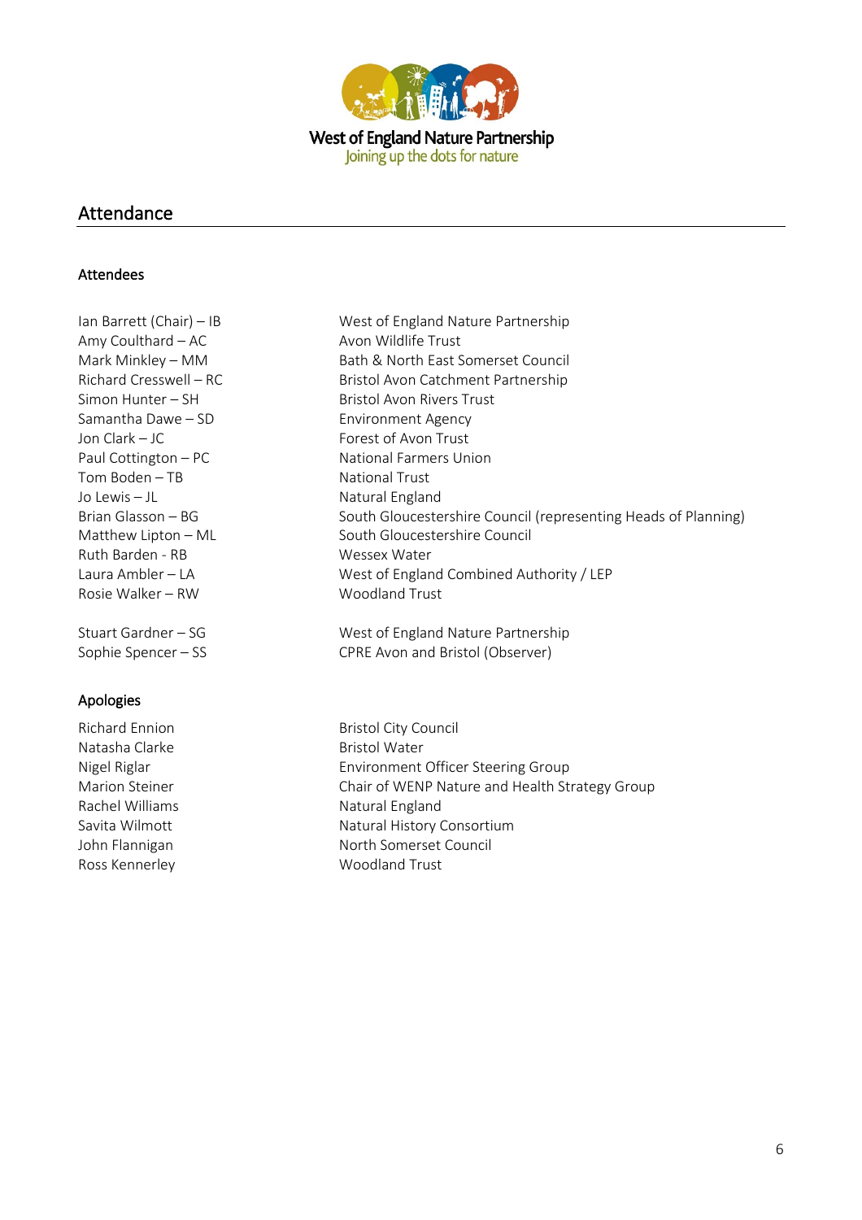West of England Nature Partnership
Joining up the dots for nature

## Attendance

### Attendees

| | |
|---|---|
| Ian Barrett (Chair) – IB | West of England Nature Partnership |
| Amy Coulthard – AC | Avon Wildlife Trust |
| Mark Minkley – MM | Bath & North East Somerset Council |
| Richard Cresswell – RC | Bristol Avon Catchment Partnership |
| Simon Hunter – SH | Bristol Avon Rivers Trust |
| Samantha Dawe – SD | Environment Agency |
| Jon Clark – JC | Forest of Avon Trust |
| Paul Cottington – PC | National Farmers Union |
| Tom Boden – TB | National Trust |
| Jo Lewis – JL | Natural England |
| Brian Glasson – BG | South Gloucestershire Council (representing Heads of Planning) |
| Matthew Lipton – ML | South Gloucestershire Council |
| Ruth Barden - RB | Wessex Water |
| Laura Ambler – LA | West of England Combined Authority / LEP |
| Rosie Walker – RW | Woodland Trust |
| | |
| Stuart Gardner – SG | West of England Nature Partnership |
| Sophie Spencer – SS | CPRE Avon and Bristol (Observer) |

### Apologies

| | |
|---|---|
| Richard Ennion | Bristol City Council |
| Natasha Clarke | Bristol Water |
| Nigel Riglar | Environment Officer Steering Group |
| Marion Steiner | Chair of WENP Nature and Health Strategy Group |
| Rachel Williams | Natural England |
| Savita Wilmott | Natural History Consortium |
| John Flannigan | North Somerset Council |
| Ross Kennerley | Woodland Trust |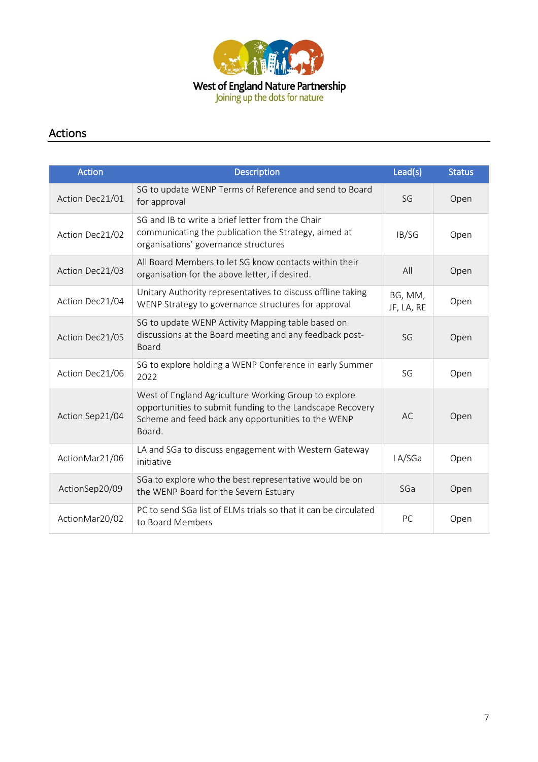West of England Nature Partnership
Joining up the dots for nature

## Actions

| Action | Description | Lead(s) | Status |
|---|---|---|---|
| Action Dec21/01 | SG to update WENP Terms of Reference and send to Board for approval | SG | Open |
| Action Dec21/02 | SG and IB to write a brief letter from the Chair communicating the publication the Strategy, aimed at organisations' governance structures | IB/SG | Open |
| Action Dec21/03 | All Board Members to let SG know contacts within their organisation for the above letter, if desired. | All | Open |
| Action Dec21/04 | Unitary Authority representatives to discuss offline taking WENP Strategy to governance structures for approval | BG, MM, JF, LA, RE | Open |
| Action Dec21/05 | SG to update WENP Activity Mapping table based on discussions at the Board meeting and any feedback post-Board | SG | Open |
| Action Dec21/06 | SG to explore holding a WENP Conference in early Summer 2022 | SG | Open |
| Action Sep21/04 | West of England Agriculture Working Group to explore opportunities to submit funding to the Landscape Recovery Scheme and feed back any opportunities to the WENP Board. | AC | Open |
| ActionMar21/06 | LA and SGa to discuss engagement with Western Gateway initiative | LA/SGa | Open |
| ActionSep20/09 | SGa to explore who the best representative would be on the WENP Board for the Severn Estuary | SGa | Open |
| ActionMar20/02 | PC to send SGa list of ELMs trials so that it can be circulated to Board Members | PC | Open |